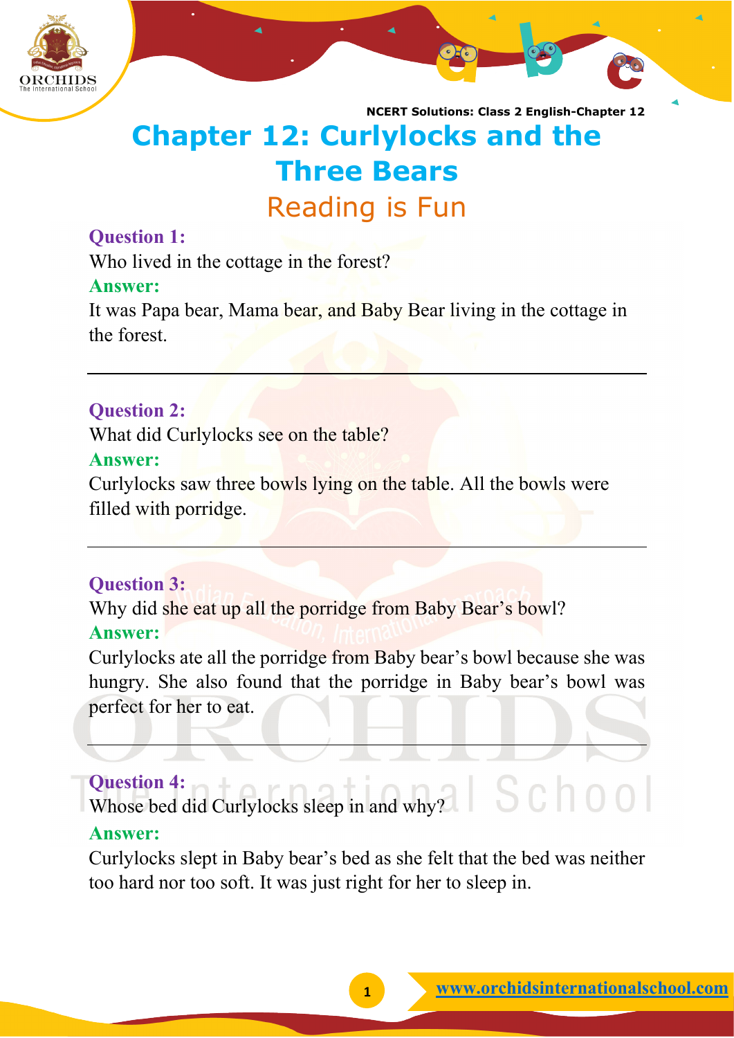# Chapter 12: Curlylocks and the Three Bears

## Reading is Fun

**Question 1:**
Who lived in the cottage in the forest?
**Answer:**
It was Papa bear, Mama bear, and Baby Bear living in the cottage in the forest.

---

**Question 2:**
What did Curlylocks see on the table?
**Answer:**
Curlylocks saw three bowls lying on the table. All the bowls were filled with porridge.

---

**Question 3:**
Why did she eat up all the porridge from Baby Bear's bowl?
**Answer:**
Curlylocks ate all the porridge from Baby bear's bowl because she was hungry. She also found that the porridge in Baby bear's bowl was perfect for her to eat.

---

**Question 4:**
Whose bed did Curlylocks sleep in and why?
**Answer:**
Curlylocks slept in Baby bear's bed as she felt that the bed was neither too hard nor too soft. It was just right for her to sleep in.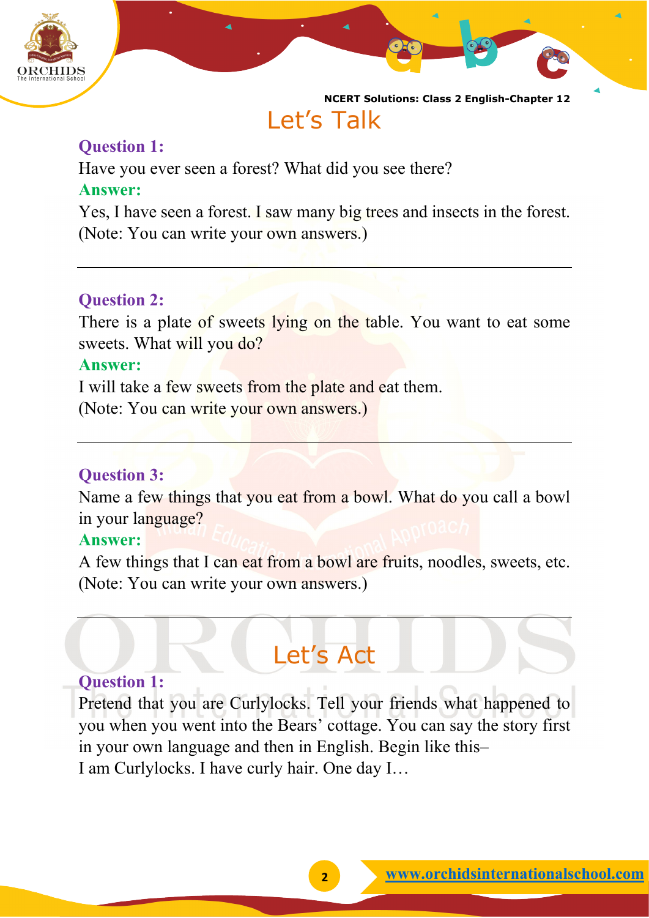## Let's Talk

**Question 1:**

Have you ever seen a forest? What did you see there?

**Answer:**

Yes, I have seen a forest. I saw many big trees and insects in the forest.
(Note: You can write your own answers.)

---

**Question 2:**

There is a plate of sweets lying on the table. You want to eat some sweets. What will you do?

**Answer:**

I will take a few sweets from the plate and eat them.
(Note: You can write your own answers.)

---

**Question 3:**

Name a few things that you eat from a bowl. What do you call a bowl in your language?

**Answer:**

A few things that I can eat from a bowl are fruits, noodles, sweets, etc.
(Note: You can write your own answers.)

---

## Let's Act

**Question 1:**

Pretend that you are Curlylocks. Tell your friends what happened to you when you went into the Bears' cottage. You can say the story first in your own language and then in English. Begin like this–
I am Curlylocks. I have curly hair. One day I…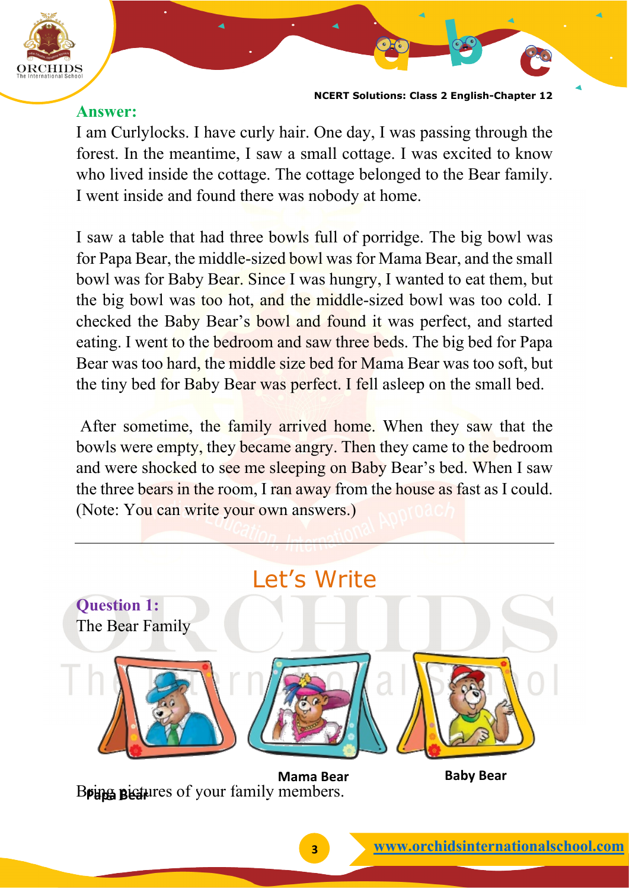**Answer:**

I am Curlylocks. I have curly hair. One day, I was passing through the forest. In the meantime, I saw a small cottage. I was excited to know who lived inside the cottage. The cottage belonged to the Bear family. I went inside and found there was nobody at home.

I saw a table that had three bowls full of porridge. The big bowl was for Papa Bear, the middle-sized bowl was for Mama Bear, and the small bowl was for Baby Bear. Since I was hungry, I wanted to eat them, but the big bowl was too hot, and the middle-sized bowl was too cold. I checked the Baby Bear's bowl and found it was perfect, and started eating. I went to the bedroom and saw three beds. The big bed for Papa Bear was too hard, the middle size bed for Mama Bear was too soft, but the tiny bed for Baby Bear was perfect. I fell asleep on the small bed.

After sometime, the family arrived home. When they saw that the bowls were empty, they became angry. Then they came to the bedroom and were shocked to see me sleeping on Baby Bear's bed. When I saw the three bears in the room, I ran away from the house as fast as I could. (Note: You can write your own answers.)

---

## Let's Write

**Question 1:**

The Bear Family

Papa Bear

Mama Bear

Baby Bear

Bring pictures of your family members.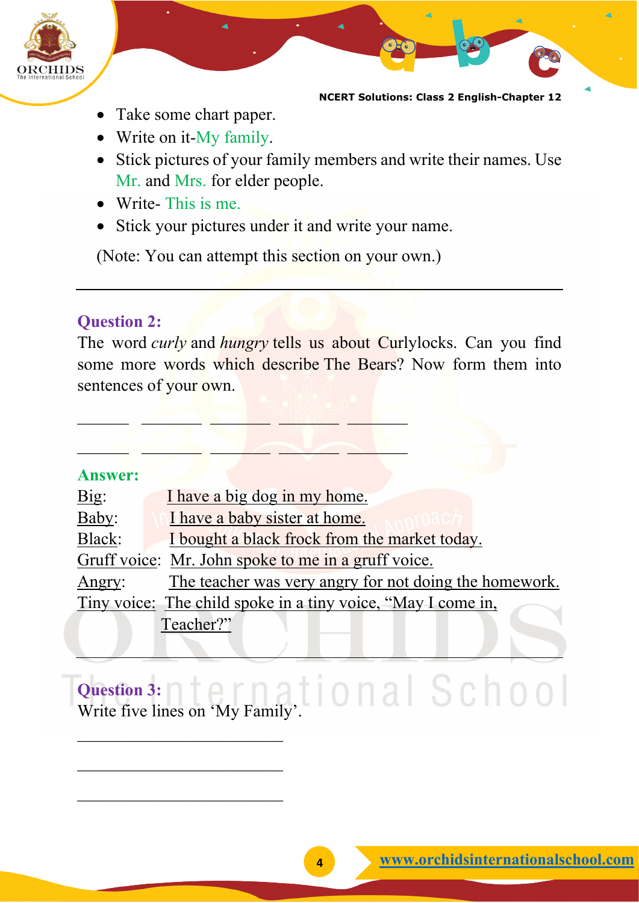- Take some chart paper.
- Write on it-My family.
- Stick pictures of your family members and write their names. Use Mr. and Mrs. for elder people.
- Write- This is me.
- Stick your pictures under it and write your name.

(Note: You can attempt this section on your own.)

---

**Question 2:**

The word *curly* and *hungry* tells us about Curlylocks. Can you find some more words which describe The Bears? Now form them into sentences of your own.

______ ________ ________ _______ ________

______ ________ ________ _______ ________

**Answer:**

Big: I have a big dog in my home.

Baby: I have a baby sister at home.

Black: I bought a black frock from the market today.

Gruff voice: Mr. John spoke to me in a gruff voice.

Angry: The teacher was very angry for not doing the homework.

Tiny voice: The child spoke in a tiny voice, "May I come in, Teacher?"

---

**Question 3:**

Write five lines on 'My Family'.

_________________________

_________________________

_________________________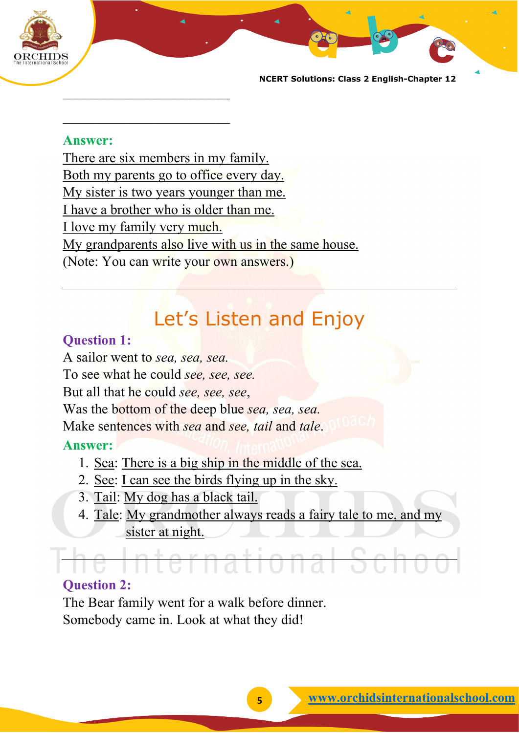\_\_\_\_\_\_\_\_\_\_\_\_\_\_\_\_\_\_\_\_\_\_\_\_\_\_

\_\_\_\_\_\_\_\_\_\_\_\_\_\_\_\_\_\_\_\_\_\_\_\_\_\_

**Answer:**

<u>There are six members in my family.</u>
<u>Both my parents go to office every day.</u>
<u>My sister is two years younger than me.</u>
<u>I have a brother who is older than me.</u>
<u>I love my family very much.</u>
<u>My grandparents also live with us in the same house.</u>
(Note: You can write your own answers.)

---

## Let's Listen and Enjoy

**Question 1:**

A sailor went to *sea, sea, sea.*
To see what he could *see, see, see.*
But all that he could *see, see, see*,
Was the bottom of the deep blue *sea, sea, sea.*
Make sentences with *sea* and *see, tail* and *tale*.

**Answer:**

1. <u>Sea</u>: <u>There is a big ship in the middle of the sea.</u>
2. <u>See</u>: <u>I can see the birds flying up in the sky.</u>
3. <u>Tail</u>: <u>My dog has a black tail.</u>
4. <u>Tale</u>: <u>My grandmother always reads a fairy tale to me, and my sister at night.</u>

---

**Question 2:**

The Bear family went for a walk before dinner.
Somebody came in. Look at what they did!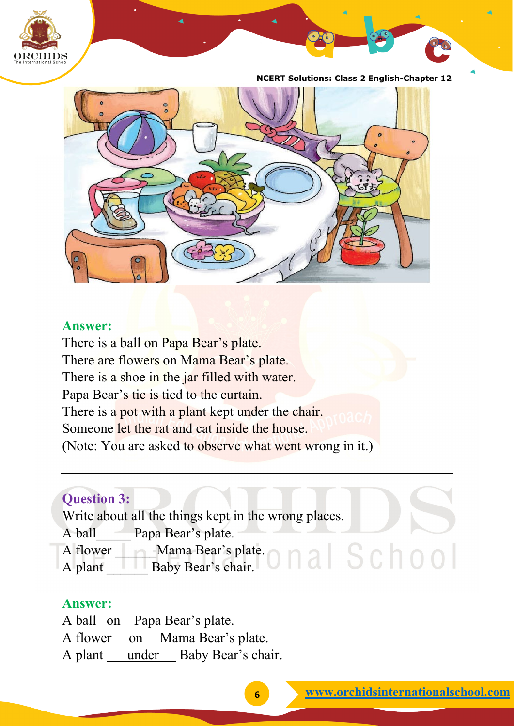**Answer:**

There is a ball on Papa Bear's plate.
There are flowers on Mama Bear's plate.
There is a shoe in the jar filled with water.
Papa Bear's tie is tied to the curtain.
There is a pot with a plant kept under the chair.
Someone let the rat and cat inside the house.
(Note: You are asked to observe what went wrong in it.)

---

**Question 3:**

Write about all the things kept in the wrong places.
A ball_____ Papa Bear's plate.
A flower _____Mama Bear's plate.
A plant _______ Baby Bear's chair.

**Answer:**

A ball __on__ Papa Bear's plate.
A flower __on__ Mama Bear's plate.
A plant __under__ Baby Bear's chair.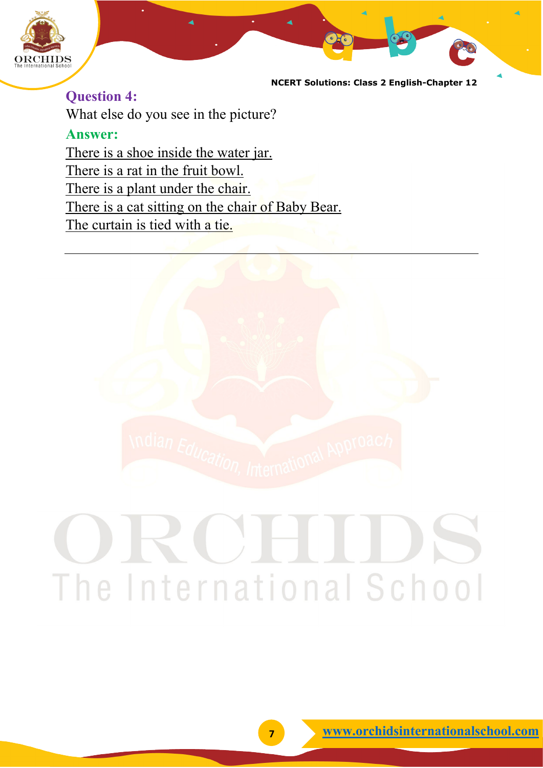**Question 4:**

What else do you see in the picture?

**Answer:**

There is a shoe inside the water jar.

There is a rat in the fruit bowl.

There is a plant under the chair.

There is a cat sitting on the chair of Baby Bear.

The curtain is tied with a tie.

---